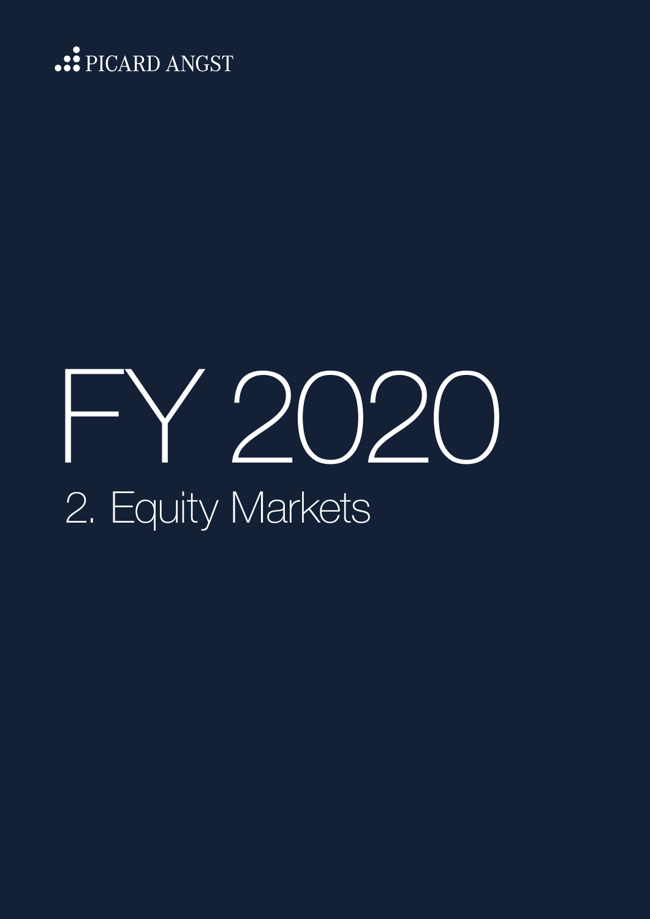PICARD ANGST

# FY 2020

## 2. Equity Markets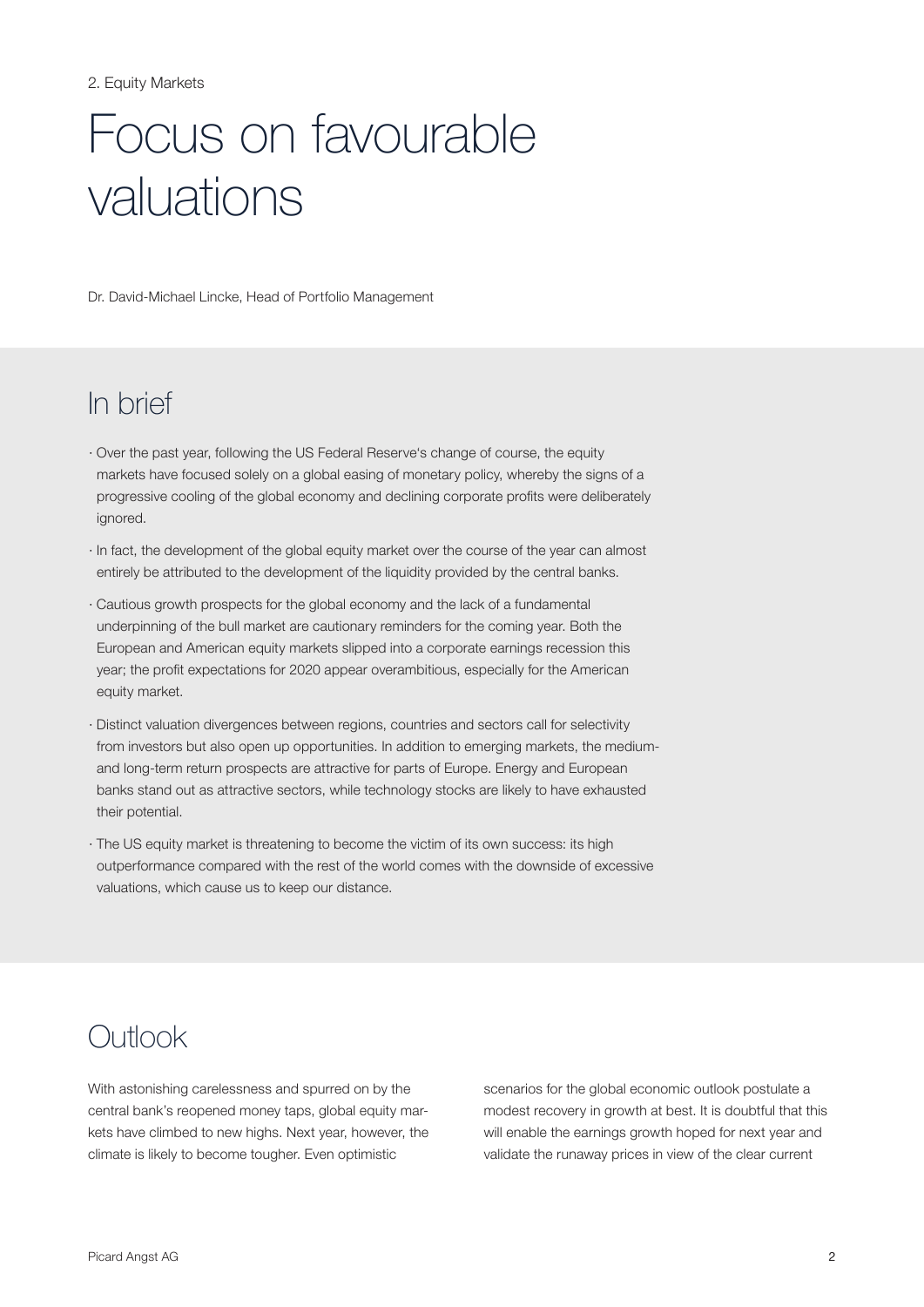2. Equity Markets

# Focus on favourable valuations

Dr. David-Michael Lincke, Head of Portfolio Management

## In brief

- Over the past year, following the US Federal Reserve's change of course, the equity markets have focused solely on a global easing of monetary policy, whereby the signs of a progressive cooling of the global economy and declining corporate profits were deliberately ignored.
- In fact, the development of the global equity market over the course of the year can almost entirely be attributed to the development of the liquidity provided by the central banks.
- Cautious growth prospects for the global economy and the lack of a fundamental underpinning of the bull market are cautionary reminders for the coming year. Both the European and American equity markets slipped into a corporate earnings recession this year; the profit expectations for 2020 appear overambitious, especially for the American equity market.
- Distinct valuation divergences between regions, countries and sectors call for selectivity from investors but also open up opportunities. In addition to emerging markets, the medium- and long-term return prospects are attractive for parts of Europe. Energy and European banks stand out as attractive sectors, while technology stocks are likely to have exhausted their potential.
- The US equity market is threatening to become the victim of its own success: its high outperformance compared with the rest of the world comes with the downside of excessive valuations, which cause us to keep our distance.

## Outlook

With astonishing carelessness and spurred on by the central bank's reopened money taps, global equity markets have climbed to new highs. Next year, however, the climate is likely to become tougher. Even optimistic scenarios for the global economic outlook postulate a modest recovery in growth at best. It is doubtful that this will enable the earnings growth hoped for next year and validate the runaway prices in view of the clear current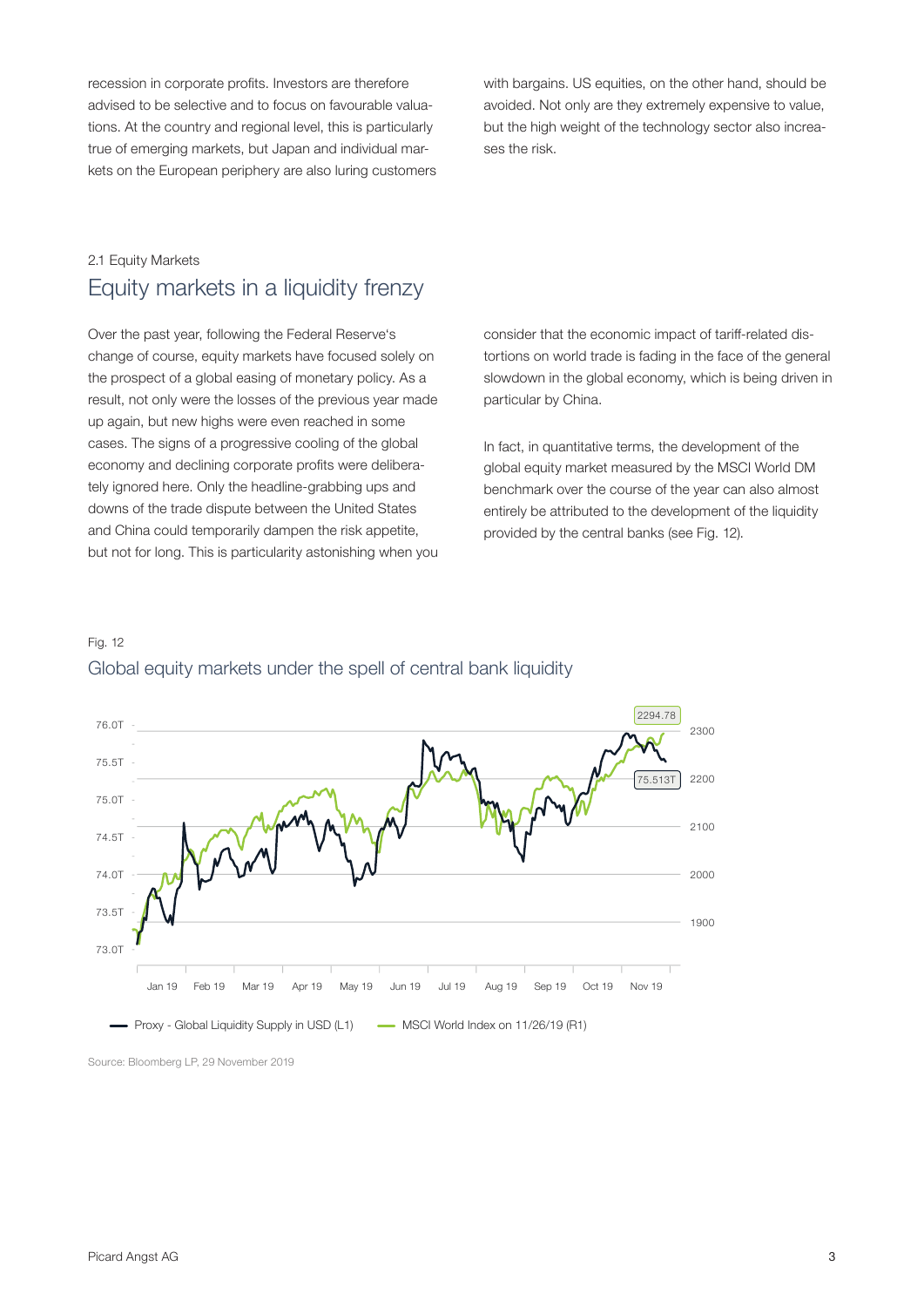recession in corporate profits. Investors are therefore advised to be selective and to focus on favourable valuations. At the country and regional level, this is particularly true of emerging markets, but Japan and individual markets on the European periphery are also luring customers with bargains. US equities, on the other hand, should be avoided. Not only are they extremely expensive to value, but the high weight of the technology sector also increases the risk.

2.1 Equity Markets

## Equity markets in a liquidity frenzy

Over the past year, following the Federal Reserve's change of course, equity markets have focused solely on the prospect of a global easing of monetary policy. As a result, not only were the losses of the previous year made up again, but new highs were even reached in some cases. The signs of a progressive cooling of the global economy and declining corporate profits were deliberately ignored here. Only the headline-grabbing ups and downs of the trade dispute between the United States and China could temporarily dampen the risk appetite, but not for long. This is particularity astonishing when you consider that the economic impact of tariff-related distortions on world trade is fading in the face of the general slowdown in the global economy, which is being driven in particular by China.

In fact, in quantitative terms, the development of the global equity market measured by the MSCI World DM benchmark over the course of the year can also almost entirely be attributed to the development of the liquidity provided by the central banks (see Fig. 12).

Fig. 12

Global equity markets under the spell of central bank liquidity

Proxy - Global Liquidity Supply in USD (L1) — MSCI World Index on 11/26/19 (R1)

Source: Bloomberg LP, 29 November 2019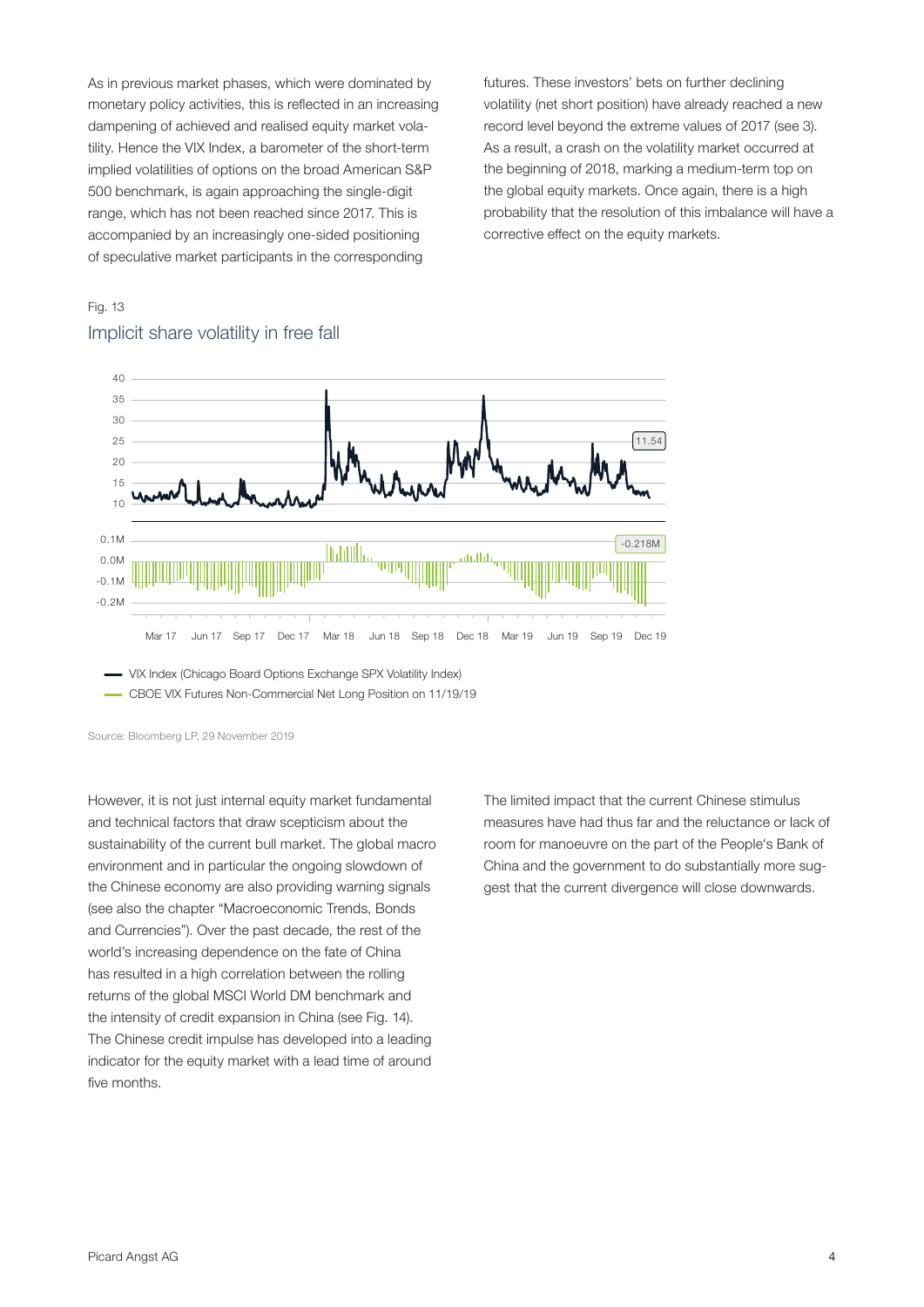As in previous market phases, which were dominated by monetary policy activities, this is reflected in an increasing dampening of achieved and realised equity market volatility. Hence the VIX Index, a barometer of the short-term implied volatilities of options on the broad American S&P 500 benchmark, is again approaching the single-digit range, which has not been reached since 2017. This is accompanied by an increasingly one-sided positioning of speculative market participants in the corresponding futures. These investors' bets on further declining volatility (net short position) have already reached a new record level beyond the extreme values of 2017 (see 3). As a result, a crash on the volatility market occurred at the beginning of 2018, marking a medium-term top on the global equity markets. Once again, there is a high probability that the resolution of this imbalance will have a corrective effect on the equity markets.

Fig. 13

## Implicit share volatility in free fall

— VIX Index (Chicago Board Options Exchange SPX Volatility Index)
— CBOE VIX Futures Non-Commercial Net Long Position on 11/19/19

Source: Bloomberg LP, 29 November 2019

However, it is not just internal equity market fundamental and technical factors that draw scepticism about the sustainability of the current bull market. The global macro environment and in particular the ongoing slowdown of the Chinese economy are also providing warning signals (see also the chapter "Macroeconomic Trends, Bonds and Currencies"). Over the past decade, the rest of the world's increasing dependence on the fate of China has resulted in a high correlation between the rolling returns of the global MSCI World DM benchmark and the intensity of credit expansion in China (see Fig. 14). The Chinese credit impulse has developed into a leading indicator for the equity market with a lead time of around five months.

The limited impact that the current Chinese stimulus measures have had thus far and the reluctance or lack of room for manoeuvre on the part of the People's Bank of China and the government to do substantially more suggest that the current divergence will close downwards.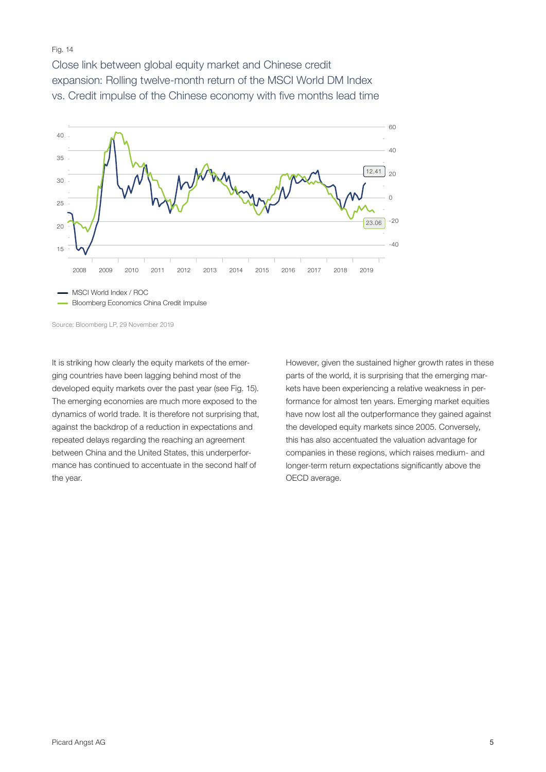Fig. 14

Close link between global equity market and Chinese credit expansion: Rolling twelve-month return of the MSCI World DM Index vs. Credit impulse of the Chinese economy with five months lead time

Source: Bloomberg LP, 29 November 2019

It is striking how clearly the equity markets of the emerging countries have been lagging behind most of the developed equity markets over the past year (see Fig. 15). The emerging economies are much more exposed to the dynamics of world trade. It is therefore not surprising that, against the backdrop of a reduction in expectations and repeated delays regarding the reaching an agreement between China and the United States, this underperformance has continued to accentuate in the second half of the year.

However, given the sustained higher growth rates in these parts of the world, it is surprising that the emerging markets have been experiencing a relative weakness in performance for almost ten years. Emerging market equities have now lost all the outperformance they gained against the developed equity markets since 2005. Conversely, this has also accentuated the valuation advantage for companies in these regions, which raises medium- and longer-term return expectations significantly above the OECD average.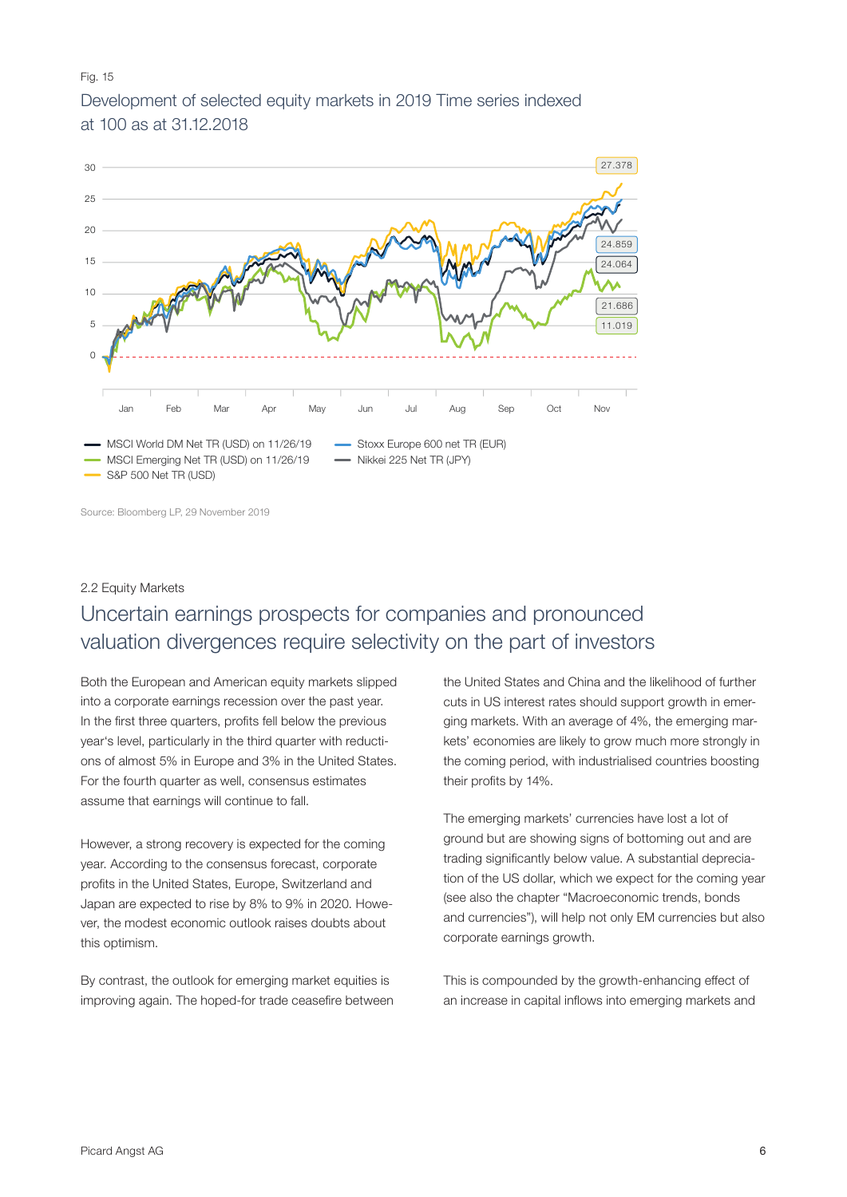Fig. 15

Development of selected equity markets in 2019 Time series indexed at 100 as at 31.12.2018

- MSCI World DM Net TR (USD) on 11/26/19
- MSCI Emerging Net TR (USD) on 11/26/19
- S&P 500 Net TR (USD)
- Stoxx Europe 600 net TR (EUR)
- Nikkei 225 Net TR (JPY)

Source: Bloomberg LP, 29 November 2019

2.2 Equity Markets

## Uncertain earnings prospects for companies and pronounced valuation divergences require selectivity on the part of investors

Both the European and American equity markets slipped into a corporate earnings recession over the past year. In the first three quarters, profits fell below the previous year's level, particularly in the third quarter with reductions of almost 5% in Europe and 3% in the United States. For the fourth quarter as well, consensus estimates assume that earnings will continue to fall.

However, a strong recovery is expected for the coming year. According to the consensus forecast, corporate profits in the United States, Europe, Switzerland and Japan are expected to rise by 8% to 9% in 2020. However, the modest economic outlook raises doubts about this optimism.

By contrast, the outlook for emerging market equities is improving again. The hoped-for trade ceasefire between the United States and China and the likelihood of further cuts in US interest rates should support growth in emerging markets. With an average of 4%, the emerging markets' economies are likely to grow much more strongly in the coming period, with industrialised countries boosting their profits by 14%.

The emerging markets' currencies have lost a lot of ground but are showing signs of bottoming out and are trading significantly below value. A substantial depreciation of the US dollar, which we expect for the coming year (see also the chapter "Macroeconomic trends, bonds and currencies"), will help not only EM currencies but also corporate earnings growth.

This is compounded by the growth-enhancing effect of an increase in capital inflows into emerging markets and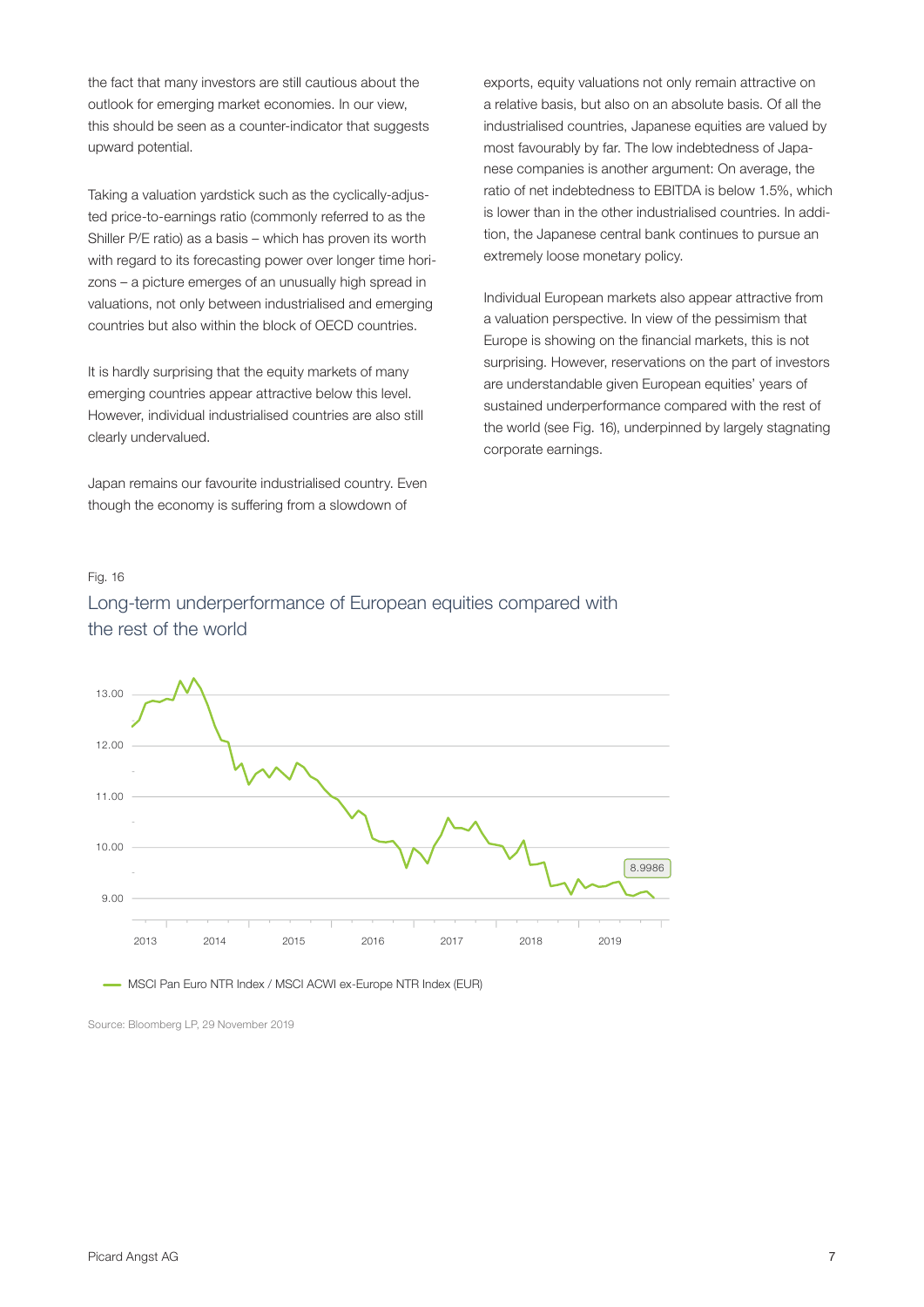the fact that many investors are still cautious about the outlook for emerging market economies. In our view, this should be seen as a counter-indicator that suggests upward potential.

Taking a valuation yardstick such as the cyclically-adjusted price-to-earnings ratio (commonly referred to as the Shiller P/E ratio) as a basis – which has proven its worth with regard to its forecasting power over longer time horizons – a picture emerges of an unusually high spread in valuations, not only between industrialised and emerging countries but also within the block of OECD countries.

It is hardly surprising that the equity markets of many emerging countries appear attractive below this level. However, individual industrialised countries are also still clearly undervalued.

Japan remains our favourite industrialised country. Even though the economy is suffering from a slowdown of exports, equity valuations not only remain attractive on a relative basis, but also on an absolute basis. Of all the industrialised countries, Japanese equities are valued by most favourably by far. The low indebtedness of Japanese companies is another argument: On average, the ratio of net indebtedness to EBITDA is below 1.5%, which is lower than in the other industrialised countries. In addition, the Japanese central bank continues to pursue an extremely loose monetary policy.

Individual European markets also appear attractive from a valuation perspective. In view of the pessimism that Europe is showing on the financial markets, this is not surprising. However, reservations on the part of investors are understandable given European equities' years of sustained underperformance compared with the rest of the world (see Fig. 16), underpinned by largely stagnating corporate earnings.

Fig. 16

## Long-term underperformance of European equities compared with the rest of the world

MSCI Pan Euro NTR Index / MSCI ACWI ex-Europe NTR Index (EUR)

Source: Bloomberg LP, 29 November 2019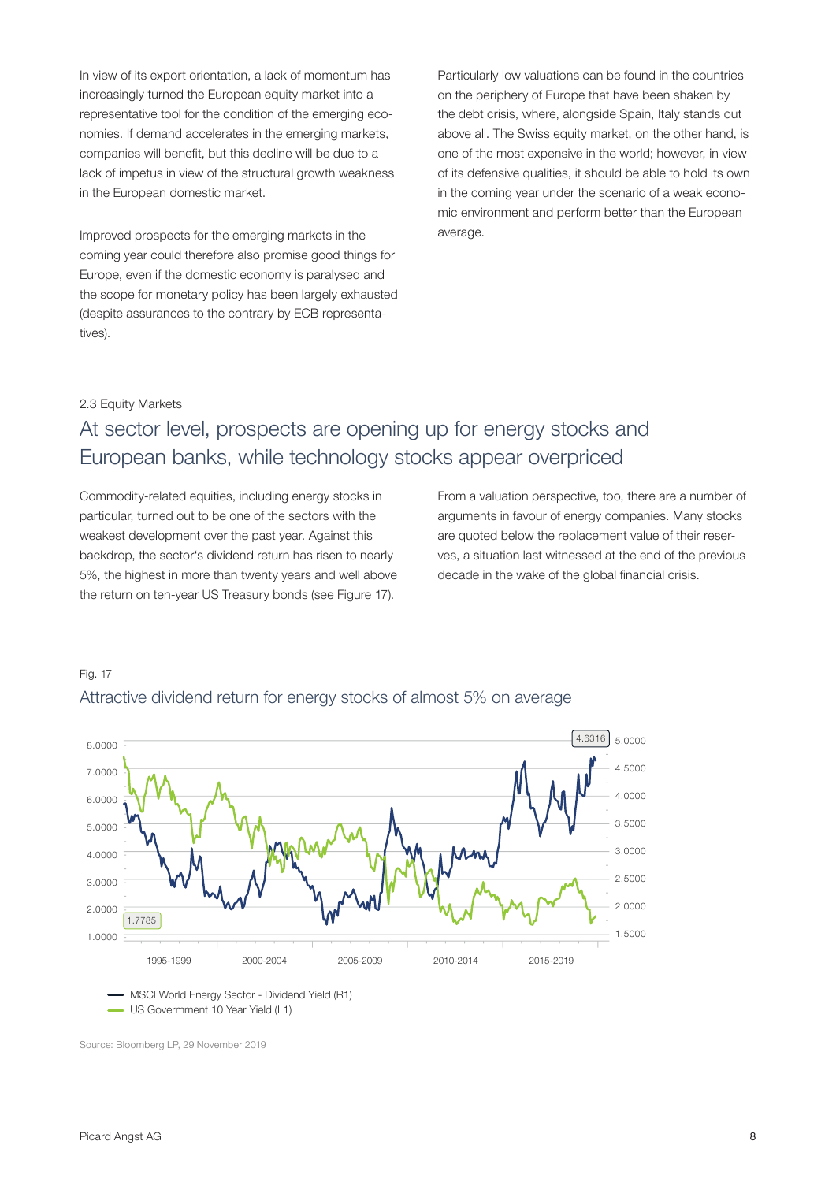In view of its export orientation, a lack of momentum has increasingly turned the European equity market into a representative tool for the condition of the emerging economies. If demand accelerates in the emerging markets, companies will benefit, but this decline will be due to a lack of impetus in view of the structural growth weakness in the European domestic market.

Improved prospects for the emerging markets in the coming year could therefore also promise good things for Europe, even if the domestic economy is paralysed and the scope for monetary policy has been largely exhausted (despite assurances to the contrary by ECB representatives).

Particularly low valuations can be found in the countries on the periphery of Europe that have been shaken by the debt crisis, where, alongside Spain, Italy stands out above all. The Swiss equity market, on the other hand, is one of the most expensive in the world; however, in view of its defensive qualities, it should be able to hold its own in the coming year under the scenario of a weak economic environment and perform better than the European average.

2.3 Equity Markets

## At sector level, prospects are opening up for energy stocks and European banks, while technology stocks appear overpriced

Commodity-related equities, including energy stocks in particular, turned out to be one of the sectors with the weakest development over the past year. Against this backdrop, the sector's dividend return has risen to nearly 5%, the highest in more than twenty years and well above the return on ten-year US Treasury bonds (see Figure 17).

From a valuation perspective, too, there are a number of arguments in favour of energy companies. Many stocks are quoted below the replacement value of their reserves, a situation last witnessed at the end of the previous decade in the wake of the global financial crisis.

Fig. 17

Attractive dividend return for energy stocks of almost 5% on average

Source: Bloomberg LP, 29 November 2019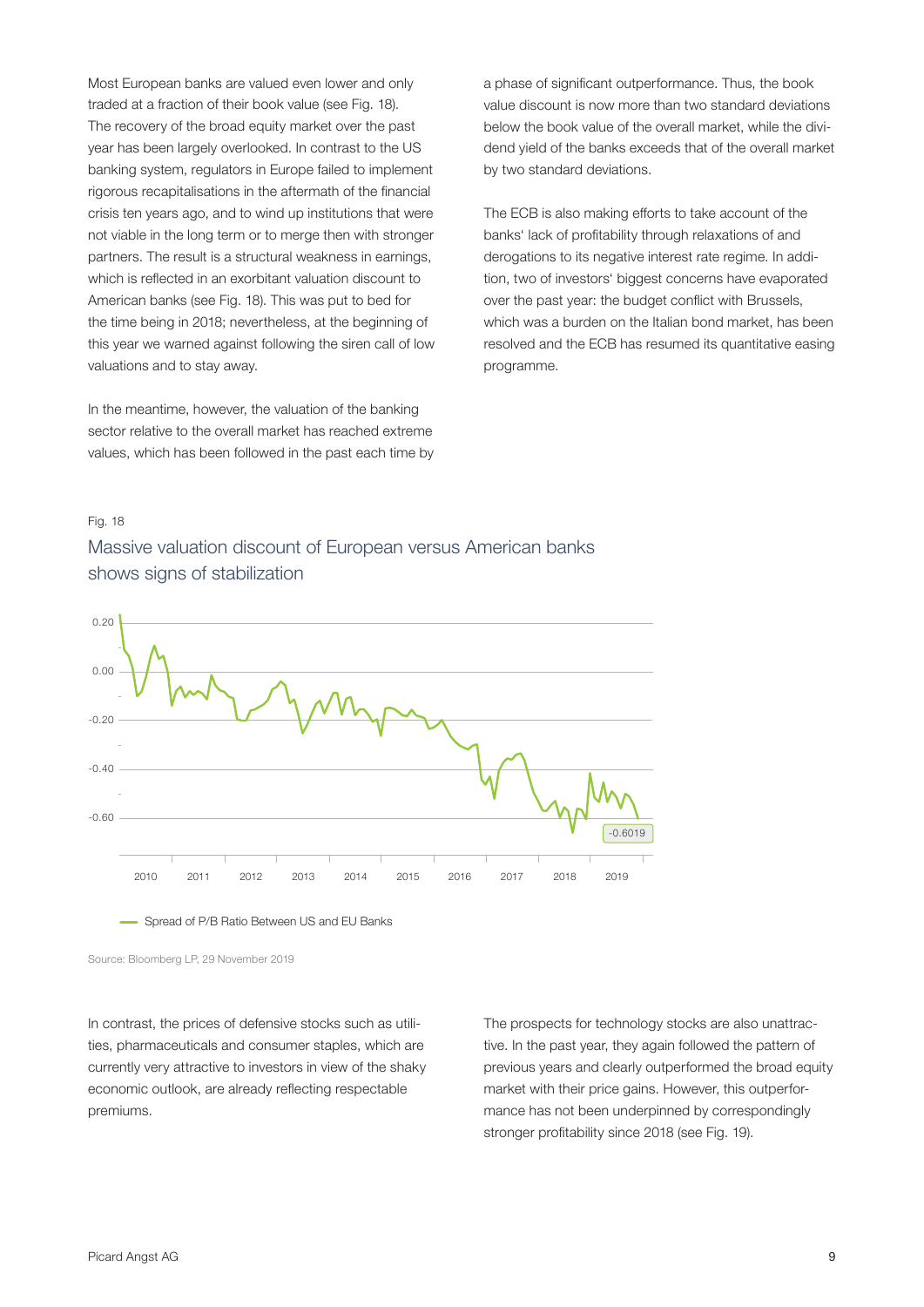Most European banks are valued even lower and only traded at a fraction of their book value (see Fig. 18). The recovery of the broad equity market over the past year has been largely overlooked. In contrast to the US banking system, regulators in Europe failed to implement rigorous recapitalisations in the aftermath of the financial crisis ten years ago, and to wind up institutions that were not viable in the long term or to merge then with stronger partners. The result is a structural weakness in earnings, which is reflected in an exorbitant valuation discount to American banks (see Fig. 18). This was put to bed for the time being in 2018; nevertheless, at the beginning of this year we warned against following the siren call of low valuations and to stay away.

In the meantime, however, the valuation of the banking sector relative to the overall market has reached extreme values, which has been followed in the past each time by a phase of significant outperformance. Thus, the book value discount is now more than two standard deviations below the book value of the overall market, while the dividend yield of the banks exceeds that of the overall market by two standard deviations.

The ECB is also making efforts to take account of the banks' lack of profitability through relaxations of and derogations to its negative interest rate regime. In addition, two of investors' biggest concerns have evaporated over the past year: the budget conflict with Brussels, which was a burden on the Italian bond market, has been resolved and the ECB has resumed its quantitative easing programme.

Fig. 18

## Massive valuation discount of European versus American banks shows signs of stabilization

Spread of P/B Ratio Between US and EU Banks

Source: Bloomberg LP, 29 November 2019

In contrast, the prices of defensive stocks such as utilities, pharmaceuticals and consumer staples, which are currently very attractive to investors in view of the shaky economic outlook, are already reflecting respectable premiums.

The prospects for technology stocks are also unattractive. In the past year, they again followed the pattern of previous years and clearly outperformed the broad equity market with their price gains. However, this outperformance has not been underpinned by correspondingly stronger profitability since 2018 (see Fig. 19).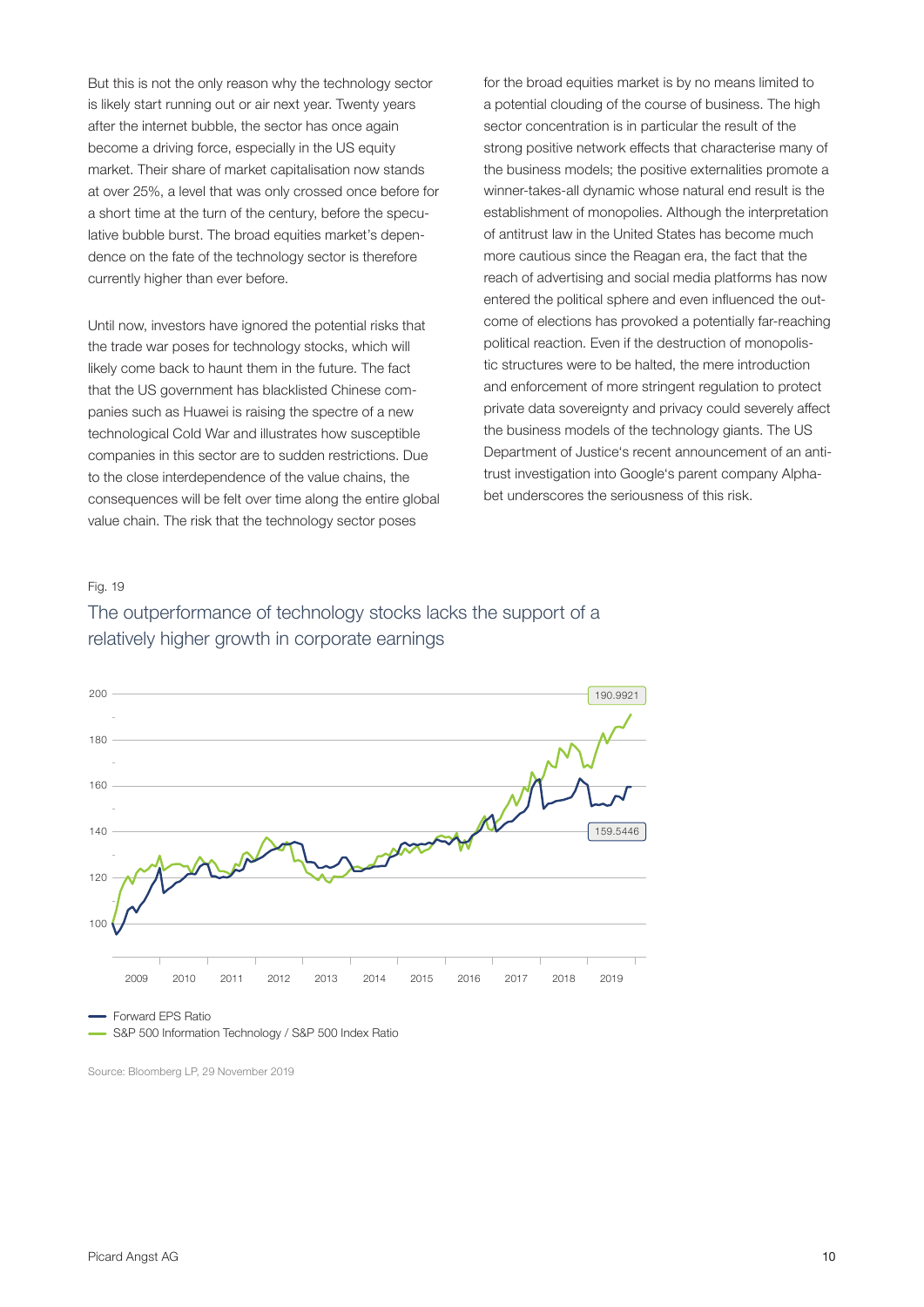But this is not the only reason why the technology sector is likely start running out or air next year. Twenty years after the internet bubble, the sector has once again become a driving force, especially in the US equity market. Their share of market capitalisation now stands at over 25%, a level that was only crossed once before for a short time at the turn of the century, before the speculative bubble burst. The broad equities market's dependence on the fate of the technology sector is therefore currently higher than ever before.

Until now, investors have ignored the potential risks that the trade war poses for technology stocks, which will likely come back to haunt them in the future. The fact that the US government has blacklisted Chinese companies such as Huawei is raising the spectre of a new technological Cold War and illustrates how susceptible companies in this sector are to sudden restrictions. Due to the close interdependence of the value chains, the consequences will be felt over time along the entire global value chain. The risk that the technology sector poses for the broad equities market is by no means limited to a potential clouding of the course of business. The high sector concentration is in particular the result of the strong positive network effects that characterise many of the business models; the positive externalities promote a winner-takes-all dynamic whose natural end result is the establishment of monopolies. Although the interpretation of antitrust law in the United States has become much more cautious since the Reagan era, the fact that the reach of advertising and social media platforms has now entered the political sphere and even influenced the outcome of elections has provoked a potentially far-reaching political reaction. Even if the destruction of monopolistic structures were to be halted, the mere introduction and enforcement of more stringent regulation to protect private data sovereignty and privacy could severely affect the business models of the technology giants. The US Department of Justice's recent announcement of an antitrust investigation into Google's parent company Alphabet underscores the seriousness of this risk.

Fig. 19

The outperformance of technology stocks lacks the support of a relatively higher growth in corporate earnings

Legend: Forward EPS Ratio (latest value: 159.5446); S&P 500 Information Technology / S&P 500 Index Ratio (latest value: 190.9921). Y-axis: 100–200; X-axis: 2009–2019.

Source: Bloomberg LP, 29 November 2019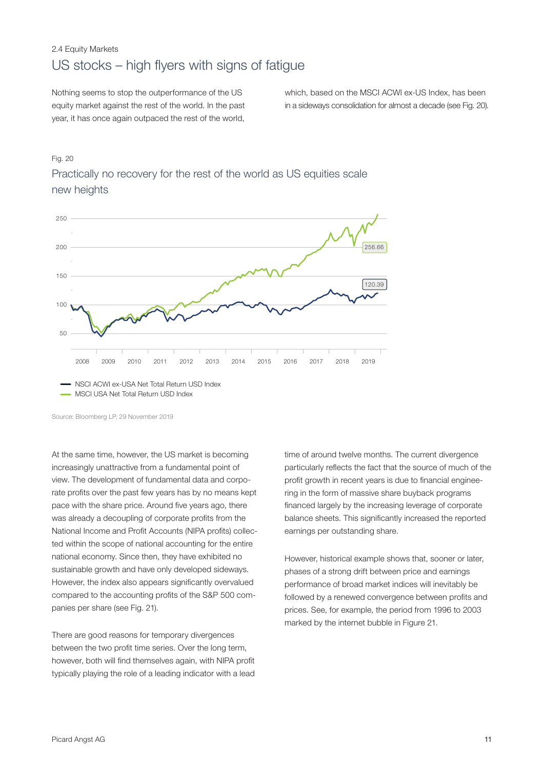2.4 Equity Markets

## US stocks – high flyers with signs of fatigue

Nothing seems to stop the outperformance of the US equity market against the rest of the world. In the past year, it has once again outpaced the rest of the world, which, based on the MSCI ACWI ex-US Index, has been in a sideways consolidation for almost a decade (see Fig. 20).

Fig. 20

### Practically no recovery for the rest of the world as US equities scale new heights

250
200
150
100
50

256.66

120.39

2008 2009 2010 2011 2012 2013 2014 2015 2016 2017 2018 2019

NSCI ACWI ex-USA Net Total Return USD Index
MSCI USA Net Total Return USD Index

Source: Bloomberg LP, 29 November 2019

At the same time, however, the US market is becoming increasingly unattractive from a fundamental point of view. The development of fundamental data and corporate profits over the past few years has by no means kept pace with the share price. Around five years ago, there was already a decoupling of corporate profits from the National Income and Profit Accounts (NIPA profits) collected within the scope of national accounting for the entire national economy. Since then, they have exhibited no sustainable growth and have only developed sideways. However, the index also appears significantly overvalued compared to the accounting profits of the S&P 500 companies per share (see Fig. 21).

There are good reasons for temporary divergences between the two profit time series. Over the long term, however, both will find themselves again, with NIPA profit typically playing the role of a leading indicator with a lead time of around twelve months. The current divergence particularly reflects the fact that the source of much of the profit growth in recent years is due to financial engineering in the form of massive share buyback programs financed largely by the increasing leverage of corporate balance sheets. This significantly increased the reported earnings per outstanding share.

However, historical example shows that, sooner or later, phases of a strong drift between price and earnings performance of broad market indices will inevitably be followed by a renewed convergence between profits and prices. See, for example, the period from 1996 to 2003 marked by the internet bubble in Figure 21.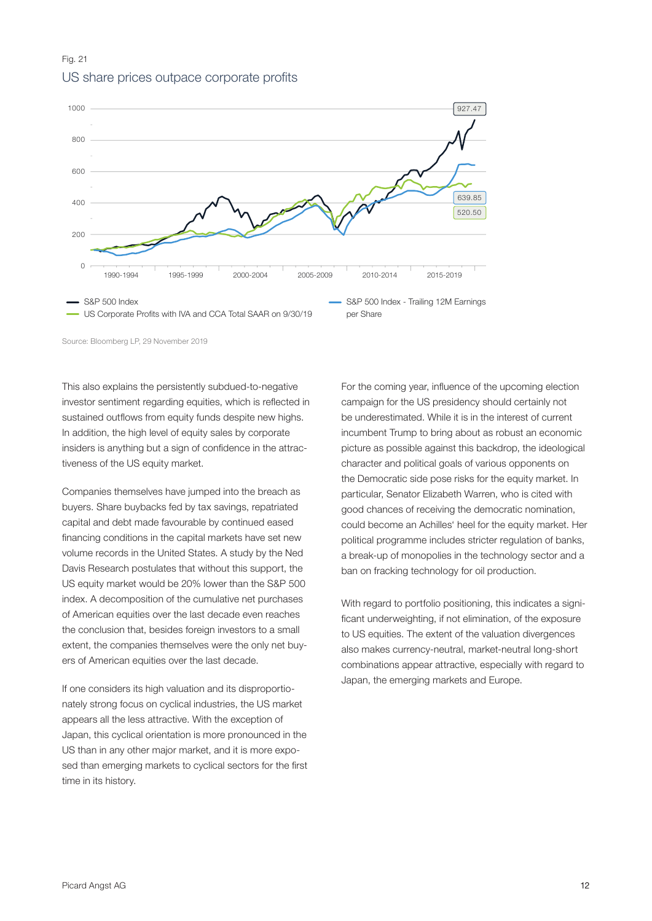Fig. 21

## US share prices outpace corporate profits

Source: Bloomberg LP, 29 November 2019

This also explains the persistently subdued-to-negative investor sentiment regarding equities, which is reflected in sustained outflows from equity funds despite new highs. In addition, the high level of equity sales by corporate insiders is anything but a sign of confidence in the attractiveness of the US equity market.

Companies themselves have jumped into the breach as buyers. Share buybacks fed by tax savings, repatriated capital and debt made favourable by continued eased financing conditions in the capital markets have set new volume records in the United States. A study by the Ned Davis Research postulates that without this support, the US equity market would be 20% lower than the S&P 500 index. A decomposition of the cumulative net purchases of American equities over the last decade even reaches the conclusion that, besides foreign investors to a small extent, the companies themselves were the only net buyers of American equities over the last decade.

If one considers its high valuation and its disproportionately strong focus on cyclical industries, the US market appears all the less attractive. With the exception of Japan, this cyclical orientation is more pronounced in the US than in any other major market, and it is more exposed than emerging markets to cyclical sectors for the first time in its history.

For the coming year, influence of the upcoming election campaign for the US presidency should certainly not be underestimated. While it is in the interest of current incumbent Trump to bring about as robust an economic picture as possible against this backdrop, the ideological character and political goals of various opponents on the Democratic side pose risks for the equity market. In particular, Senator Elizabeth Warren, who is cited with good chances of receiving the democratic nomination, could become an Achilles' heel for the equity market. Her political programme includes stricter regulation of banks, a break-up of monopolies in the technology sector and a ban on fracking technology for oil production.

With regard to portfolio positioning, this indicates a significant underweighting, if not elimination, of the exposure to US equities. The extent of the valuation divergences also makes currency-neutral, market-neutral long-short combinations appear attractive, especially with regard to Japan, the emerging markets and Europe.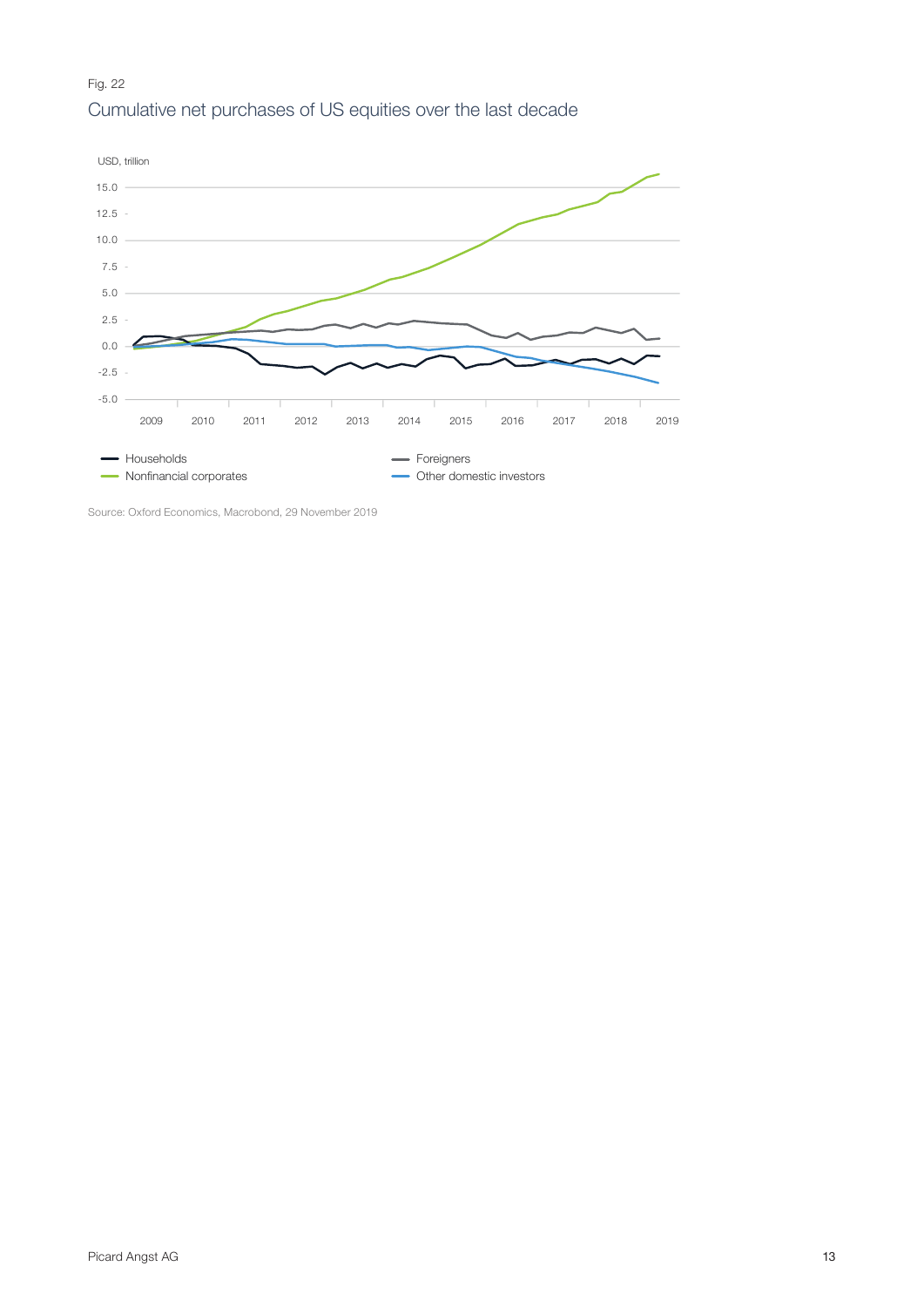Fig. 22

Cumulative net purchases of US equities over the last decade

Source: Oxford Economics, Macrobond, 29 November 2019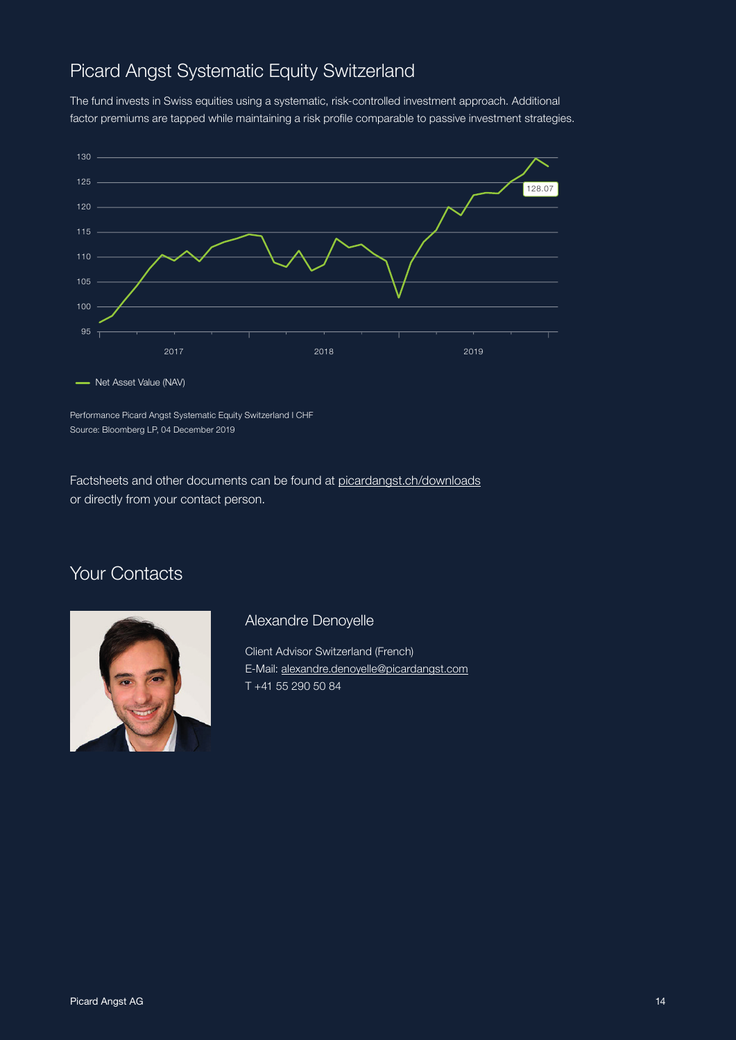## Picard Angst Systematic Equity Switzerland

The fund invests in Swiss equities using a systematic, risk-controlled investment approach. Additional factor premiums are tapped while maintaining a risk profile comparable to passive investment strategies.

Net Asset Value (NAV)

Performance Picard Angst Systematic Equity Switzerland I CHF
Source: Bloomberg LP, 04 December 2019

Factsheets and other documents can be found at [picardangst.ch/downloads](picardangst.ch/downloads) or directly from your contact person.

## Your Contacts

### Alexandre Denoyelle

Client Advisor Switzerland (French)
E-Mail: [alexandre.denoyelle@picardangst.com](mailto:alexandre.denoyelle@picardangst.com)
T +41 55 290 50 84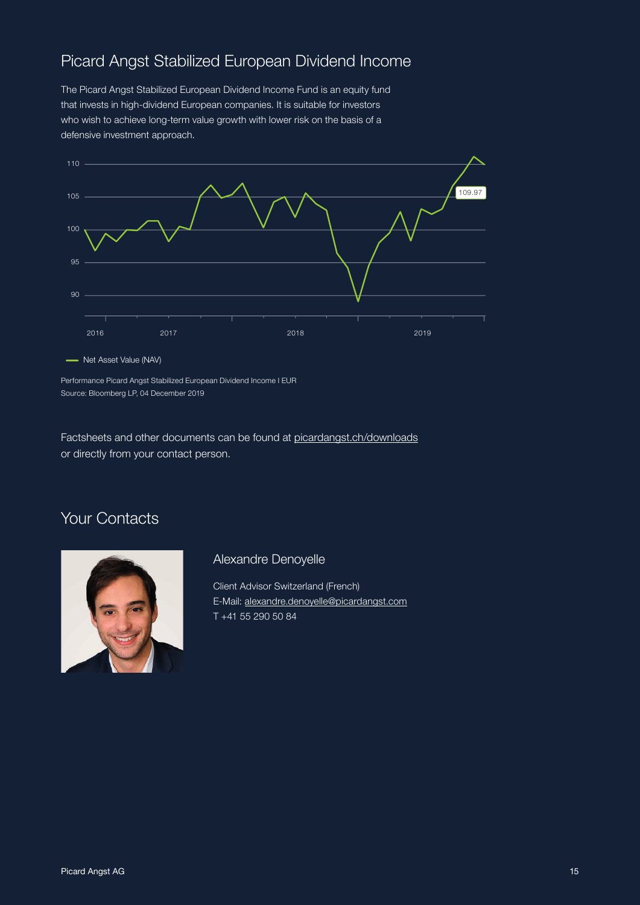## Picard Angst Stabilized European Dividend Income

The Picard Angst Stabilized European Dividend Income Fund is an equity fund that invests in high-dividend European companies. It is suitable for investors who wish to achieve long-term value growth with lower risk on the basis of a defensive investment approach.

Net Asset Value (NAV)

Performance Picard Angst Stabilized European Dividend Income I EUR
Source: Bloomberg LP, 04 December 2019

Factsheets and other documents can be found at picardangst.ch/downloads or directly from your contact person.

## Your Contacts

### Alexandre Denoyelle

Client Advisor Switzerland (French)
E-Mail: alexandre.denoyelle@picardangst.com
T +41 55 290 50 84

Picard Angst AG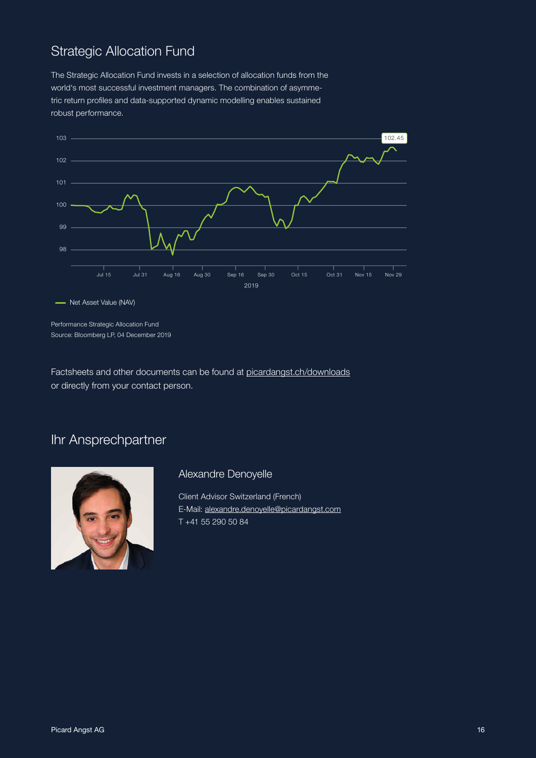## Strategic Allocation Fund

The Strategic Allocation Fund invests in a selection of allocation funds from the world's most successful investment managers. The combination of asymmetric return profiles and data-supported dynamic modelling enables sustained robust performance.

Net Asset Value (NAV)

Performance Strategic Allocation Fund
Source: Bloomberg LP, 04 December 2019

Factsheets and other documents can be found at picardangst.ch/downloads or directly from your contact person.

## Ihr Ansprechpartner

### Alexandre Denoyelle

Client Advisor Switzerland (French)
E-Mail: alexandre.denoyelle@picardangst.com
T +41 55 290 50 84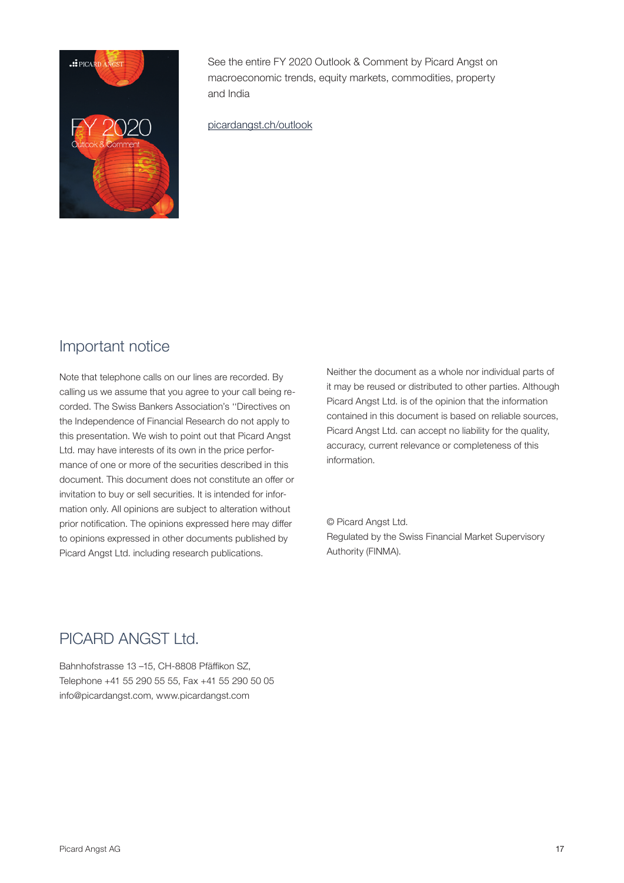See the entire FY 2020 Outlook & Comment by Picard Angst on macroeconomic trends, equity markets, commodities, property and India

picardangst.ch/outlook

## Important notice

Note that telephone calls on our lines are recorded. By calling us we assume that you agree to your call being recorded. The Swiss Bankers Association's "Directives on the Independence of Financial Research do not apply to this presentation. We wish to point out that Picard Angst Ltd. may have interests of its own in the price performance of one or more of the securities described in this document. This document does not constitute an offer or invitation to buy or sell securities. It is intended for information only. All opinions are subject to alteration without prior notification. The opinions expressed here may differ to opinions expressed in other documents published by Picard Angst Ltd. including research publications.

Neither the document as a whole nor individual parts of it may be reused or distributed to other parties. Although Picard Angst Ltd. is of the opinion that the information contained in this document is based on reliable sources, Picard Angst Ltd. can accept no liability for the quality, accuracy, current relevance or completeness of this information.

© Picard Angst Ltd.
Regulated by the Swiss Financial Market Supervisory Authority (FINMA).

## PICARD ANGST Ltd.

Bahnhofstrasse 13 –15, CH-8808 Pfäffikon SZ,
Telephone +41 55 290 55 55, Fax +41 55 290 50 05
info@picardangst.com, www.picardangst.com